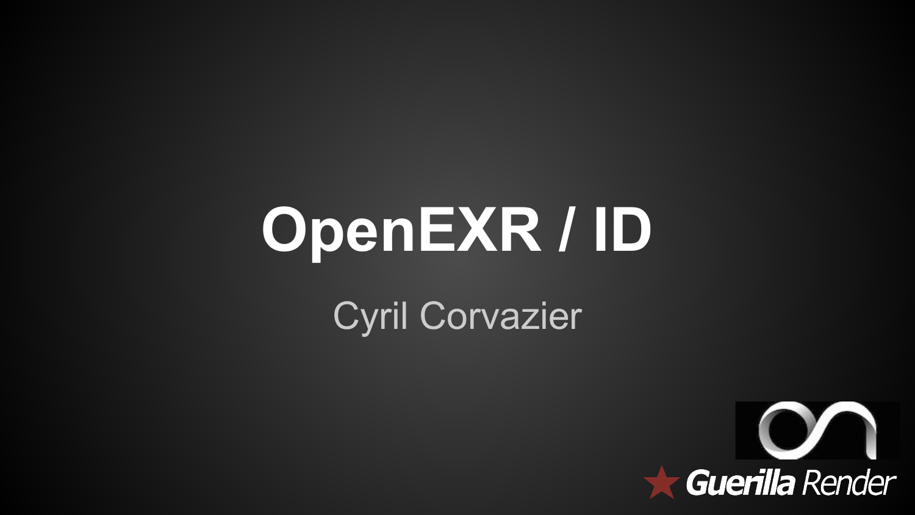# OpenEXR / ID

Cyril Corvazier

Guerilla Render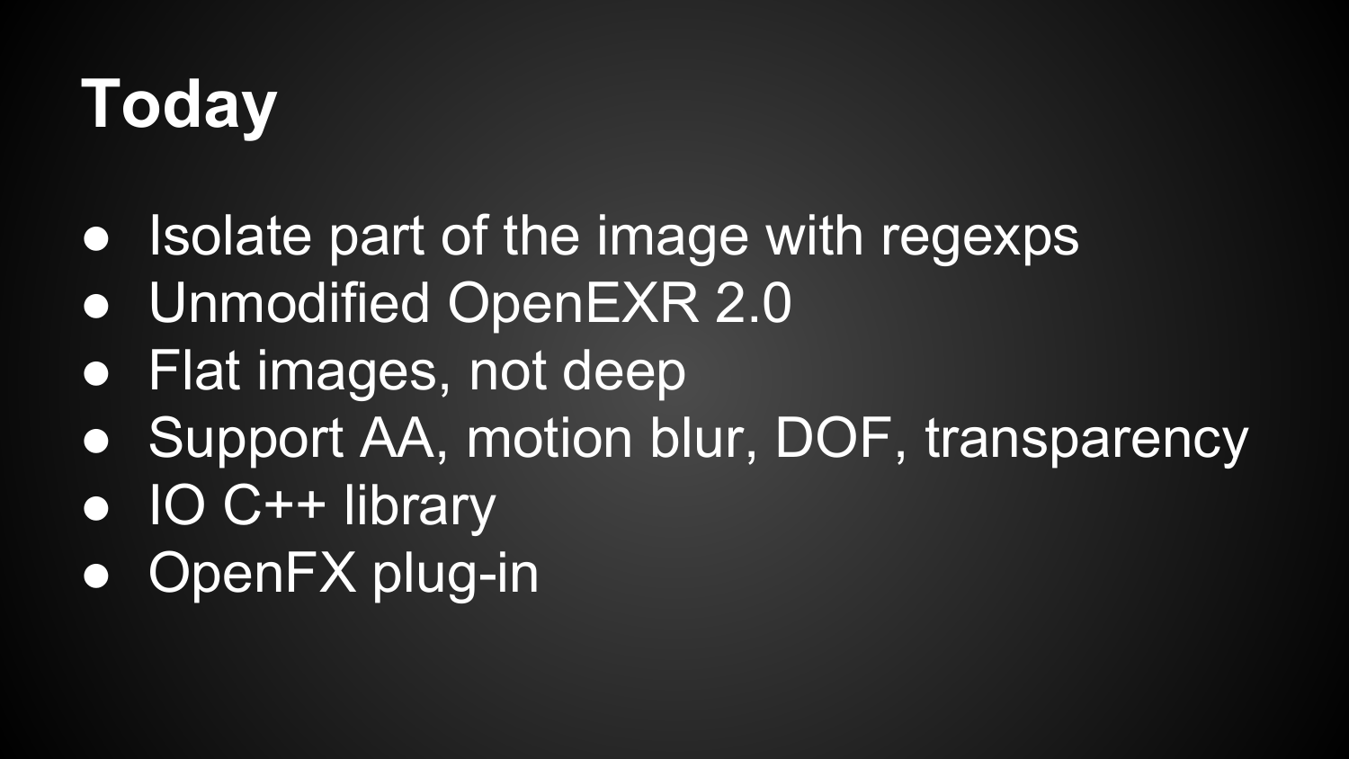# Today

- Isolate part of the image with regexps
- Unmodified OpenEXR 2.0
- Flat images, not deep
- Support AA, motion blur, DOF, transparency
- IO C++ library
- OpenFX plug-in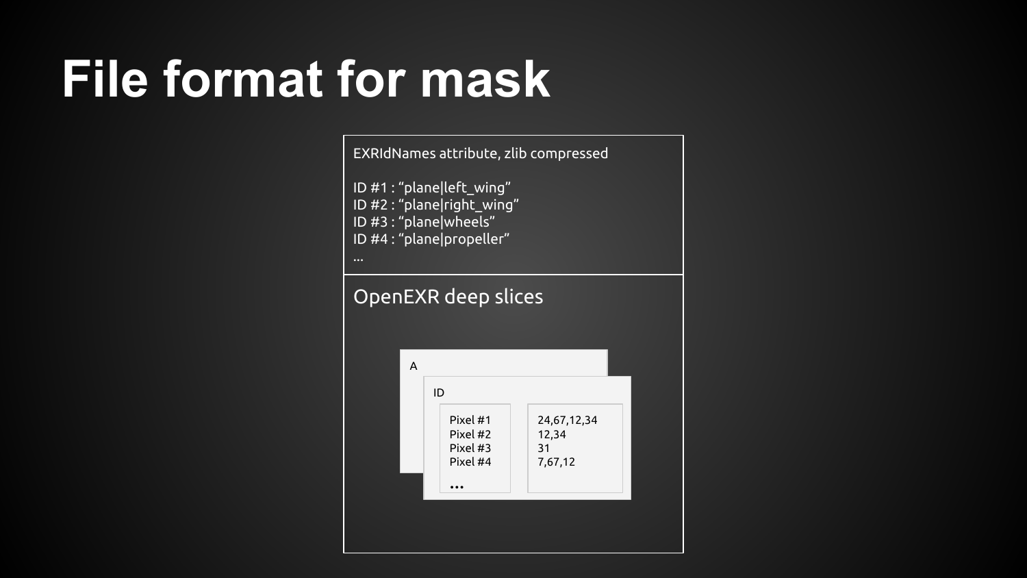# File format for mask

EXRIdNames attribute, zlib compressed

ID #1 : “plane|left_wing”
ID #2 : “plane|right_wing”
ID #3 : “plane|wheels”
ID #4 : “plane|propeller”
...

OpenEXR deep slices

A

ID

| Pixel | ID |
| --- | --- |
| Pixel #1 | 24,67,12,34 |
| Pixel #2 | 12,34 |
| Pixel #3 | 31 |
| Pixel #4 | 7,67,12 |
| ... | |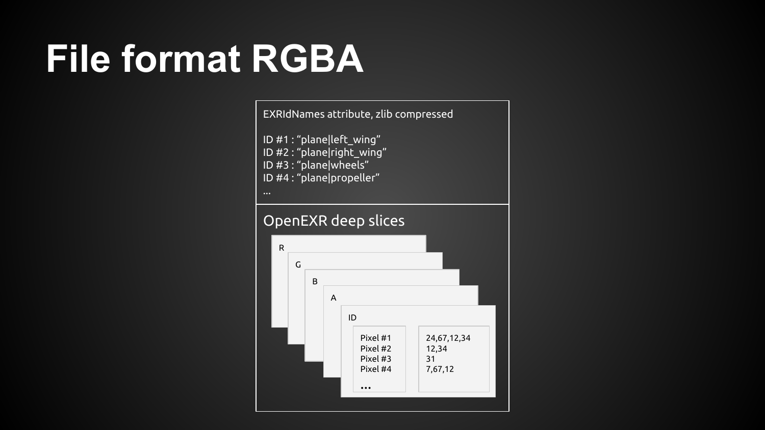# File format RGBA

EXRIdNames attribute, zlib compressed

ID #1 : “plane|left_wing”
ID #2 : “plane|right_wing”
ID #3 : “plane|wheels”
ID #4 : “plane|propeller”
...

OpenEXR deep slices

R

G

B

A

ID

| | |
|---|---|
| Pixel #1 | 24,67,12,34 |
| Pixel #2 | 12,34 |
| Pixel #3 | 31 |
| Pixel #4 | 7,67,12 |
| ... | |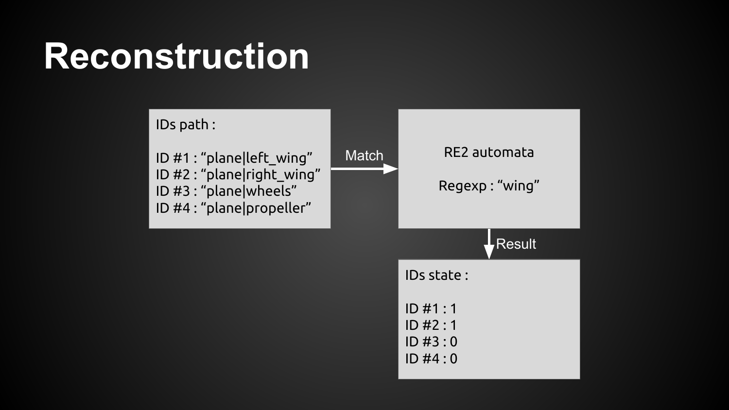# Reconstruction

IDs path :

ID #1 : “plane|left_wing”
ID #2 : “plane|right_wing”
ID #3 : “plane|wheels”
ID #4 : “plane|propeller”

Match

RE2 automata

Regexp : “wing”

Result

IDs state :

ID #1 : 1
ID #2 : 1
ID #3 : 0
ID #4 : 0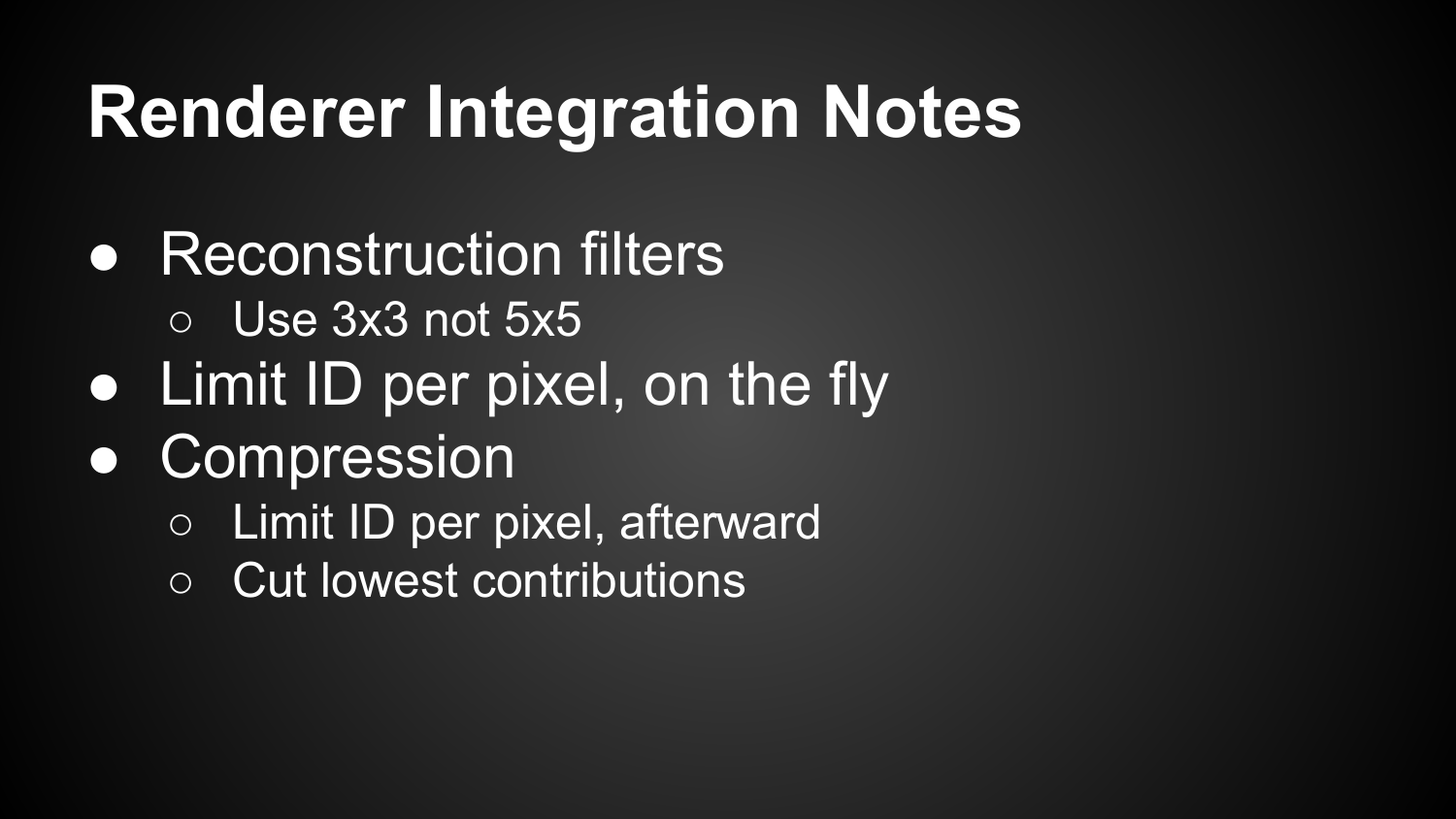# Renderer Integration Notes

- Reconstruction filters
  - Use 3x3 not 5x5
- Limit ID per pixel, on the fly
- Compression
  - Limit ID per pixel, afterward
  - Cut lowest contributions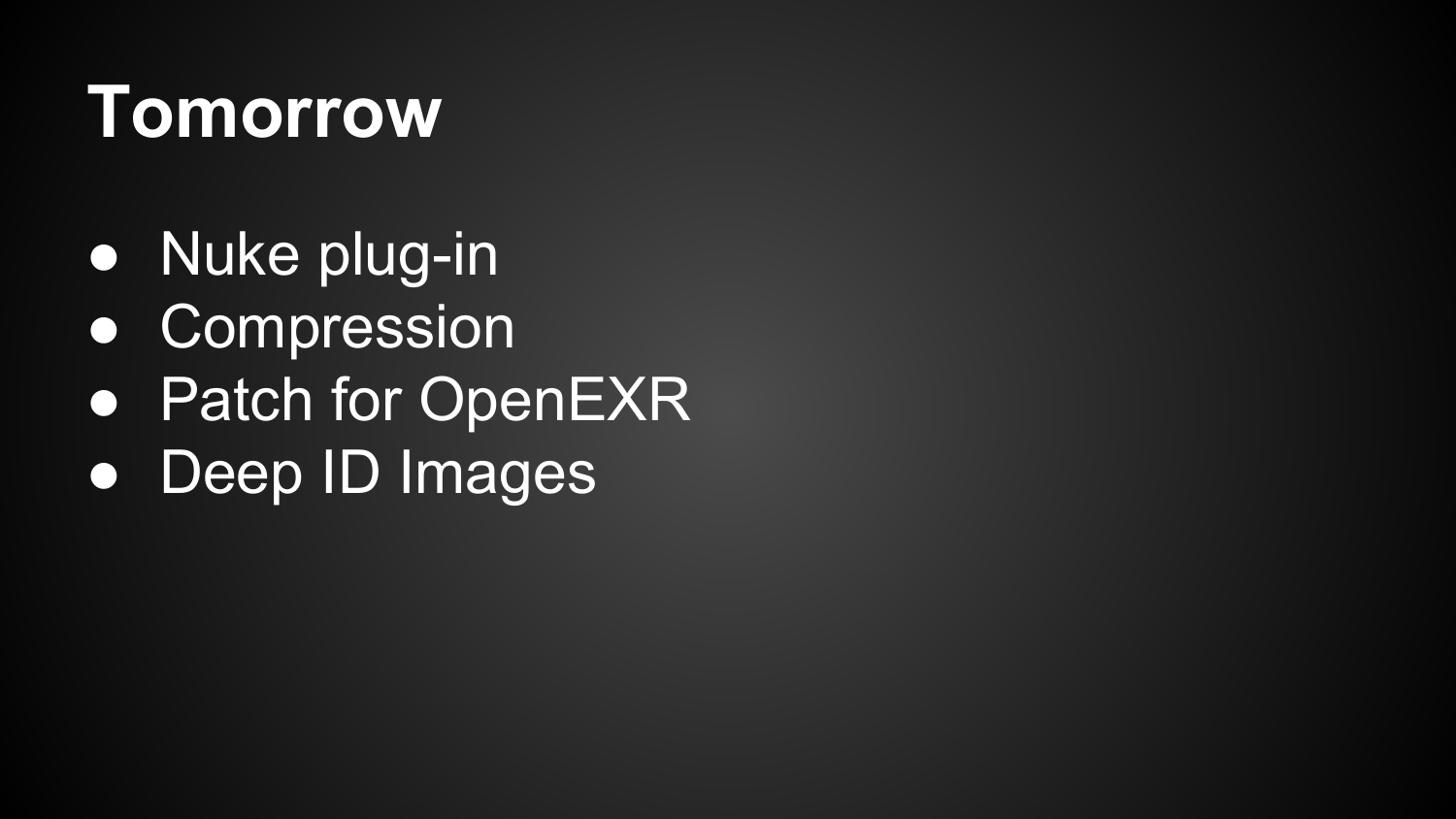# Tomorrow

- Nuke plug-in
- Compression
- Patch for OpenEXR
- Deep ID Images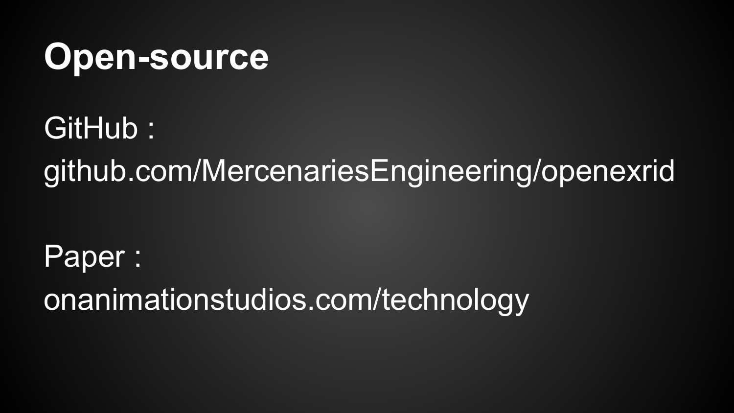# Open-source

GitHub :

github.com/MercenariesEngineering/openexrid

Paper :

onanimationstudios.com/technology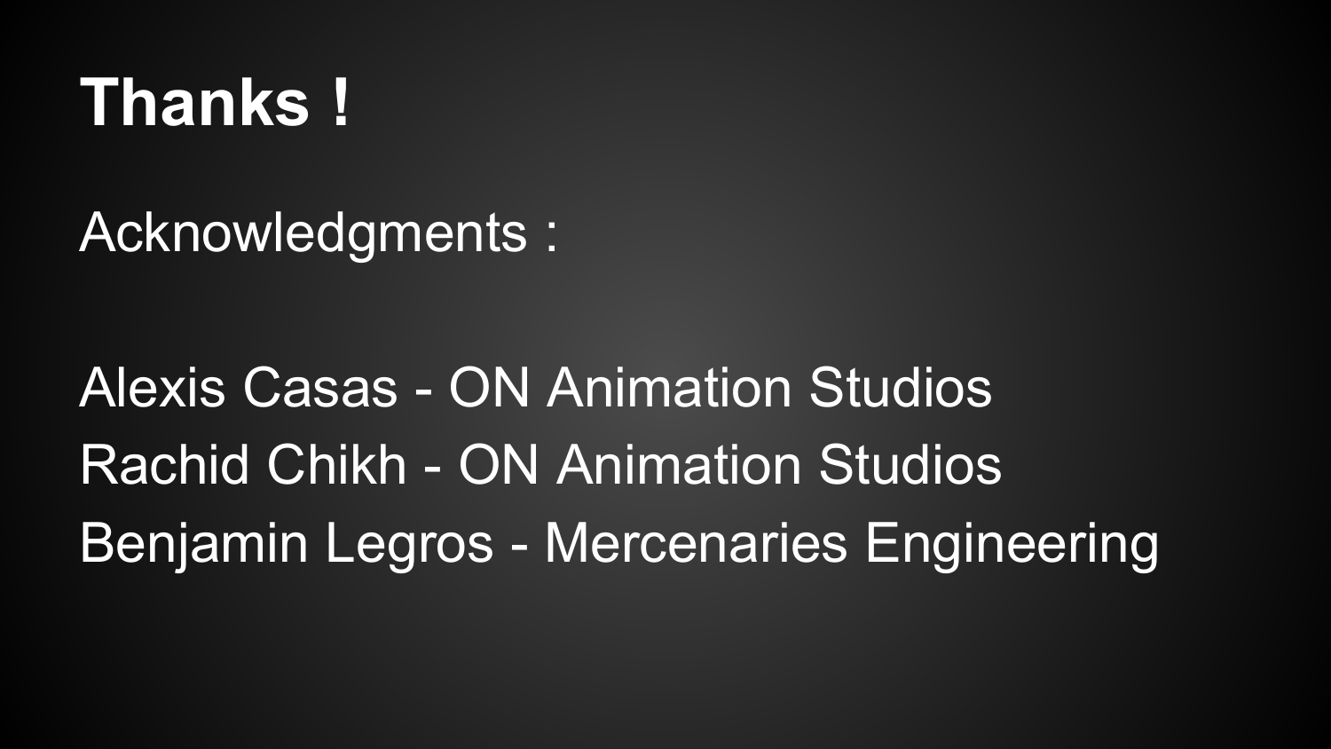# Thanks !

Acknowledgments :

Alexis Casas - ON Animation Studios
Rachid Chikh - ON Animation Studios
Benjamin Legros - Mercenaries Engineering